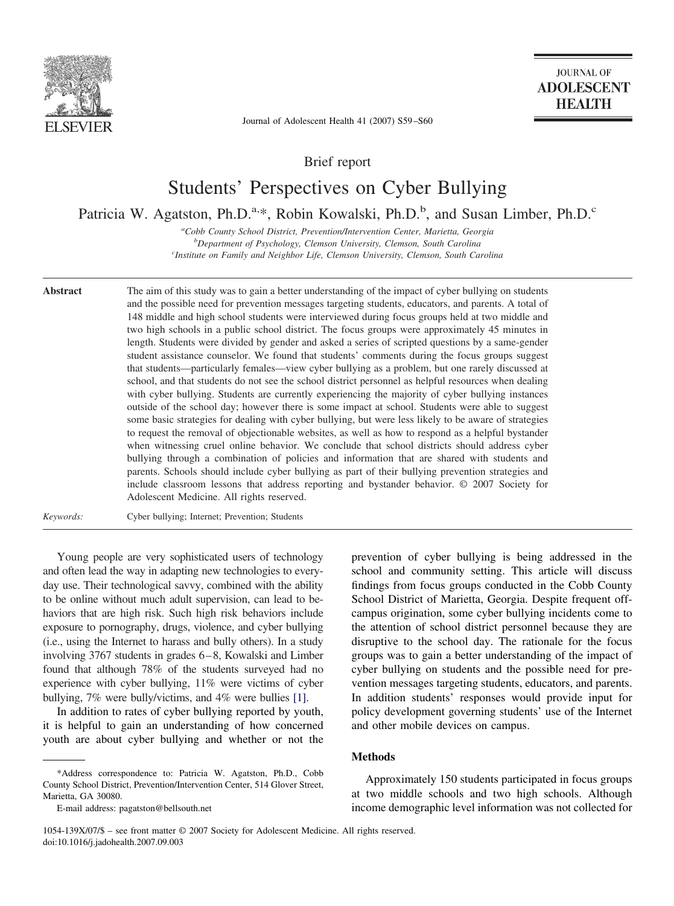Brief report

# Students' Perspectives on Cyber Bullying

Patricia W. Agatston, Ph.D.[a,*], Robin Kowalski, Ph.D.[b], and Susan Limber, Ph.D.[c]

[a] *Cobb County School District, Prevention/Intervention Center, Marietta, Georgia*
[b] *Department of Psychology, Clemson University, Clemson, South Carolina*
[c] *Institute on Family and Neighbor Life, Clemson University, Clemson, South Carolina*

**Abstract**

The aim of this study was to gain a better understanding of the impact of cyber bullying on students and the possible need for prevention messages targeting students, educators, and parents. A total of 148 middle and high school students were interviewed during focus groups held at two middle and two high schools in a public school district. The focus groups were approximately 45 minutes in length. Students were divided by gender and asked a series of scripted questions by a same-gender student assistance counselor. We found that students' comments during the focus groups suggest that students—particularly females—view cyber bullying as a problem, but one rarely discussed at school, and that students do not see the school district personnel as helpful resources when dealing with cyber bullying. Students are currently experiencing the majority of cyber bullying instances outside of the school day; however there is some impact at school. Students were able to suggest some basic strategies for dealing with cyber bullying, but were less likely to be aware of strategies to request the removal of objectionable websites, as well as how to respond as a helpful bystander when witnessing cruel online behavior. We conclude that school districts should address cyber bullying through a combination of policies and information that are shared with students and parents. Schools should include cyber bullying as part of their bullying prevention strategies and include classroom lessons that address reporting and bystander behavior. © 2007 Society for Adolescent Medicine. All rights reserved.

*Keywords:* Cyber bullying; Internet; Prevention; Students

Young people are very sophisticated users of technology and often lead the way in adapting new technologies to everyday use. Their technological savvy, combined with the ability to be online without much adult supervision, can lead to behaviors that are high risk. Such high risk behaviors include exposure to pornography, drugs, violence, and cyber bullying (i.e., using the Internet to harass and bully others). In a study involving 3767 students in grades 6–8, Kowalski and Limber found that although 78% of the students surveyed had no experience with cyber bullying, 11% were victims of cyber bullying, 7% were bully/victims, and 4% were bullies [1].

In addition to rates of cyber bullying reported by youth, it is helpful to gain an understanding of how concerned youth are about cyber bullying and whether or not the prevention of cyber bullying is being addressed in the school and community setting. This article will discuss findings from focus groups conducted in the Cobb County School District of Marietta, Georgia. Despite frequent off-campus origination, some cyber bullying incidents come to the attention of school district personnel because they are disruptive to the school day. The rationale for the focus groups was to gain a better understanding of the impact of cyber bullying on students and the possible need for prevention messages targeting students, educators, and parents. In addition students' responses would provide input for policy development governing students' use of the Internet and other mobile devices on campus.

## Methods

Approximately 150 students participated in focus groups at two middle schools and two high schools. Although income demographic level information was not collected for

*Address correspondence to: Patricia W. Agatston, Ph.D., Cobb County School District, Prevention/Intervention Center, 514 Glover Street, Marietta, GA 30080.

E-mail address: pagatston@bellsouth.net

1054-139X/07/$ – see front matter © 2007 Society for Adolescent Medicine. All rights reserved.
doi:10.1016/j.jadohealth.2007.09.003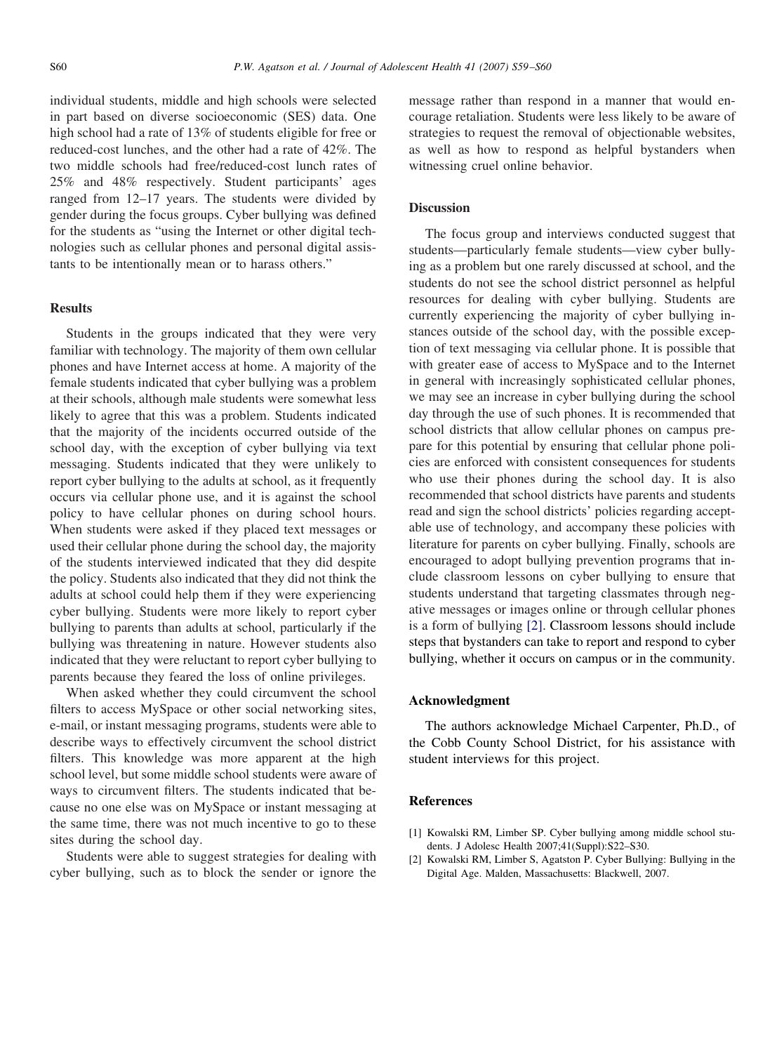individual students, middle and high schools were selected in part based on diverse socioeconomic (SES) data. One high school had a rate of 13% of students eligible for free or reduced-cost lunches, and the other had a rate of 42%. The two middle schools had free/reduced-cost lunch rates of 25% and 48% respectively. Student participants' ages ranged from 12–17 years. The students were divided by gender during the focus groups. Cyber bullying was defined for the students as "using the Internet or other digital technologies such as cellular phones and personal digital assistants to be intentionally mean or to harass others."

## Results

Students in the groups indicated that they were very familiar with technology. The majority of them own cellular phones and have Internet access at home. A majority of the female students indicated that cyber bullying was a problem at their schools, although male students were somewhat less likely to agree that this was a problem. Students indicated that the majority of the incidents occurred outside of the school day, with the exception of cyber bullying via text messaging. Students indicated that they were unlikely to report cyber bullying to the adults at school, as it frequently occurs via cellular phone use, and it is against the school policy to have cellular phones on during school hours. When students were asked if they placed text messages or used their cellular phone during the school day, the majority of the students interviewed indicated that they did despite the policy. Students also indicated that they did not think the adults at school could help them if they were experiencing cyber bullying. Students were more likely to report cyber bullying to parents than adults at school, particularly if the bullying was threatening in nature. However students also indicated that they were reluctant to report cyber bullying to parents because they feared the loss of online privileges.

When asked whether they could circumvent the school filters to access MySpace or other social networking sites, e-mail, or instant messaging programs, students were able to describe ways to effectively circumvent the school district filters. This knowledge was more apparent at the high school level, but some middle school students were aware of ways to circumvent filters. The students indicated that because no one else was on MySpace or instant messaging at the same time, there was not much incentive to go to these sites during the school day.

Students were able to suggest strategies for dealing with cyber bullying, such as to block the sender or ignore the message rather than respond in a manner that would encourage retaliation. Students were less likely to be aware of strategies to request the removal of objectionable websites, as well as how to respond as helpful bystanders when witnessing cruel online behavior.

## Discussion

The focus group and interviews conducted suggest that students—particularly female students—view cyber bullying as a problem but one rarely discussed at school, and the students do not see the school district personnel as helpful resources for dealing with cyber bullying. Students are currently experiencing the majority of cyber bullying instances outside of the school day, with the possible exception of text messaging via cellular phone. It is possible that with greater ease of access to MySpace and to the Internet in general with increasingly sophisticated cellular phones, we may see an increase in cyber bullying during the school day through the use of such phones. It is recommended that school districts that allow cellular phones on campus prepare for this potential by ensuring that cellular phone policies are enforced with consistent consequences for students who use their phones during the school day. It is also recommended that school districts have parents and students read and sign the school districts' policies regarding acceptable use of technology, and accompany these policies with literature for parents on cyber bullying. Finally, schools are encouraged to adopt bullying prevention programs that include classroom lessons on cyber bullying to ensure that students understand that targeting classmates through negative messages or images online or through cellular phones is a form of bullying [2]. Classroom lessons should include steps that bystanders can take to report and respond to cyber bullying, whether it occurs on campus or in the community.

## Acknowledgment

The authors acknowledge Michael Carpenter, Ph.D., of the Cobb County School District, for his assistance with student interviews for this project.

## References

[1] Kowalski RM, Limber SP. Cyber bullying among middle school students. J Adolesc Health 2007;41(Suppl):S22–S30.

[2] Kowalski RM, Limber S, Agatston P. Cyber Bullying: Bullying in the Digital Age. Malden, Massachusetts: Blackwell, 2007.